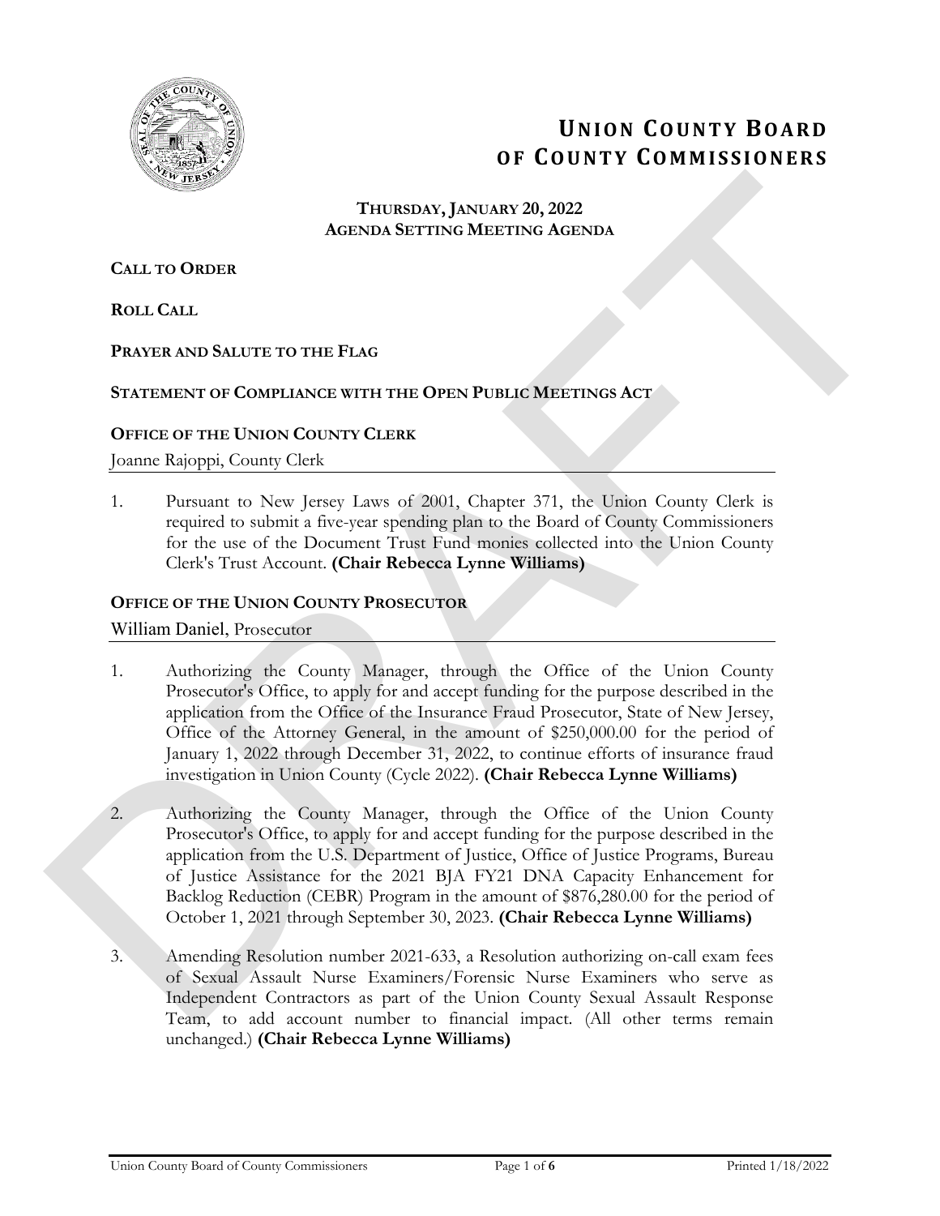# UNION COUNTY BOARD OF COUNTY COMMISSIONERS

**THURSDAY, JANUARY 20, 2022**
**AGENDA SETTING MEETING AGENDA**

**CALL TO ORDER**

**ROLL CALL**

**PRAYER AND SALUTE TO THE FLAG**

**STATEMENT OF COMPLIANCE WITH THE OPEN PUBLIC MEETINGS ACT**

## OFFICE OF THE UNION COUNTY CLERK

Joanne Rajoppi, County Clerk

1. Pursuant to New Jersey Laws of 2001, Chapter 371, the Union County Clerk is required to submit a five-year spending plan to the Board of County Commissioners for the use of the Document Trust Fund monies collected into the Union County Clerk's Trust Account. **(Chair Rebecca Lynne Williams)**

## OFFICE OF THE UNION COUNTY PROSECUTOR

William Daniel, Prosecutor

1. Authorizing the County Manager, through the Office of the Union County Prosecutor's Office, to apply for and accept funding for the purpose described in the application from the Office of the Insurance Fraud Prosecutor, State of New Jersey, Office of the Attorney General, in the amount of $250,000.00 for the period of January 1, 2022 through December 31, 2022, to continue efforts of insurance fraud investigation in Union County (Cycle 2022). **(Chair Rebecca Lynne Williams)**

2. Authorizing the County Manager, through the Office of the Union County Prosecutor's Office, to apply for and accept funding for the purpose described in the application from the U.S. Department of Justice, Office of Justice Programs, Bureau of Justice Assistance for the 2021 BJA FY21 DNA Capacity Enhancement for Backlog Reduction (CEBR) Program in the amount of $876,280.00 for the period of October 1, 2021 through September 30, 2023. **(Chair Rebecca Lynne Williams)**

3. Amending Resolution number 2021-633, a Resolution authorizing on-call exam fees of Sexual Assault Nurse Examiners/Forensic Nurse Examiners who serve as Independent Contractors as part of the Union County Sexual Assault Response Team, to add account number to financial impact. (All other terms remain unchanged.) **(Chair Rebecca Lynne Williams)**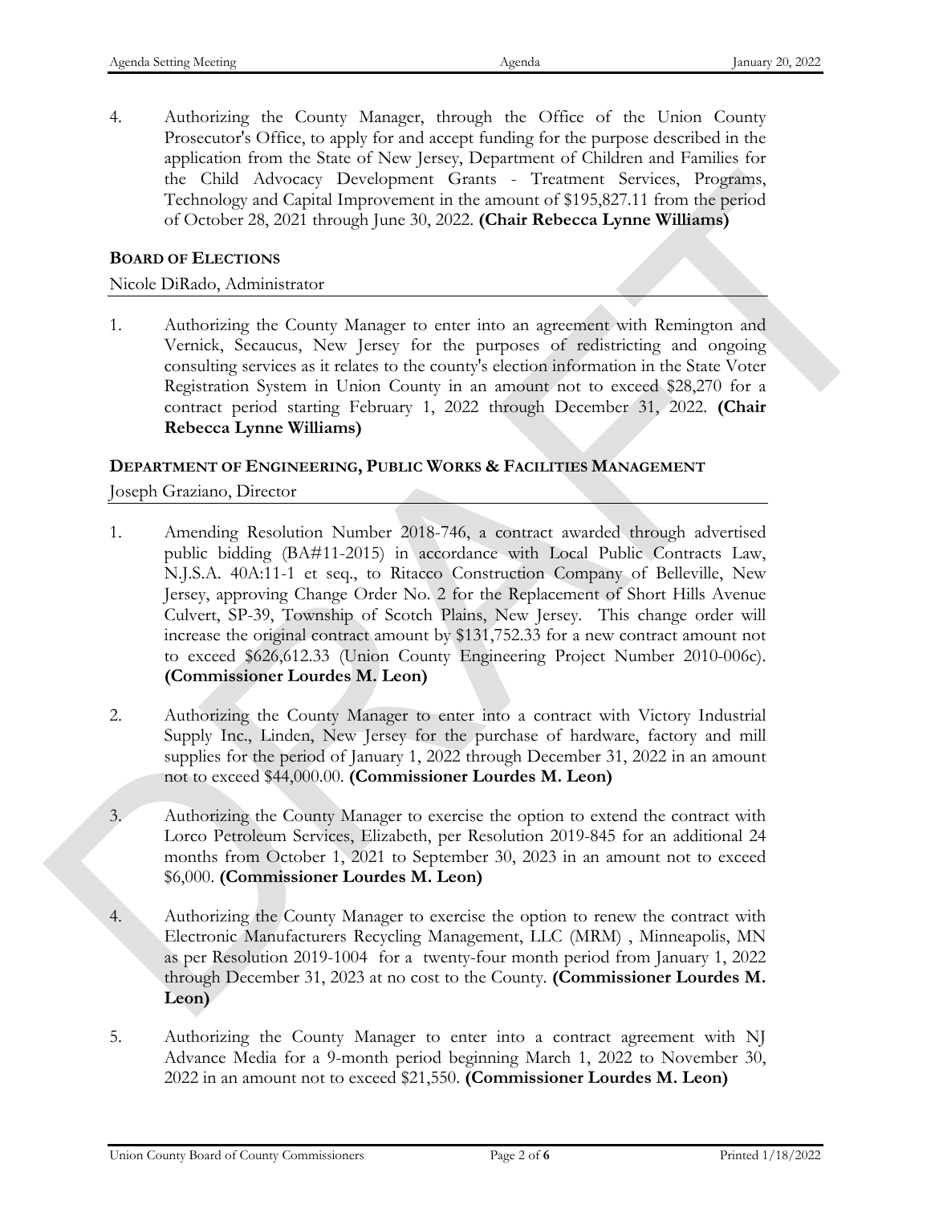4. Authorizing the County Manager, through the Office of the Union County Prosecutor's Office, to apply for and accept funding for the purpose described in the application from the State of New Jersey, Department of Children and Families for the Child Advocacy Development Grants - Treatment Services, Programs, Technology and Capital Improvement in the amount of $195,827.11 from the period of October 28, 2021 through June 30, 2022. **(Chair Rebecca Lynne Williams)**

**BOARD OF ELECTIONS**

Nicole DiRado, Administrator

1. Authorizing the County Manager to enter into an agreement with Remington and Vernick, Secaucus, New Jersey for the purposes of redistricting and ongoing consulting services as it relates to the county's election information in the State Voter Registration System in Union County in an amount not to exceed $28,270 for a contract period starting February 1, 2022 through December 31, 2022. **(Chair Rebecca Lynne Williams)**

**DEPARTMENT OF ENGINEERING, PUBLIC WORKS & FACILITIES MANAGEMENT**

Joseph Graziano, Director

1. Amending Resolution Number 2018-746, a contract awarded through advertised public bidding (BA#11-2015) in accordance with Local Public Contracts Law, N.J.S.A. 40A:11-1 et seq., to Ritacco Construction Company of Belleville, New Jersey, approving Change Order No. 2 for the Replacement of Short Hills Avenue Culvert, SP-39, Township of Scotch Plains, New Jersey. This change order will increase the original contract amount by $131,752.33 for a new contract amount not to exceed $626,612.33 (Union County Engineering Project Number 2010-006c). **(Commissioner Lourdes M. Leon)**

2. Authorizing the County Manager to enter into a contract with Victory Industrial Supply Inc., Linden, New Jersey for the purchase of hardware, factory and mill supplies for the period of January 1, 2022 through December 31, 2022 in an amount not to exceed $44,000.00. **(Commissioner Lourdes M. Leon)**

3. Authorizing the County Manager to exercise the option to extend the contract with Lorco Petroleum Services, Elizabeth, per Resolution 2019-845 for an additional 24 months from October 1, 2021 to September 30, 2023 in an amount not to exceed $6,000. **(Commissioner Lourdes M. Leon)**

4. Authorizing the County Manager to exercise the option to renew the contract with Electronic Manufacturers Recycling Management, LLC (MRM) , Minneapolis, MN as per Resolution 2019-1004 for a twenty-four month period from January 1, 2022 through December 31, 2023 at no cost to the County. **(Commissioner Lourdes M. Leon)**

5. Authorizing the County Manager to enter into a contract agreement with NJ Advance Media for a 9-month period beginning March 1, 2022 to November 30, 2022 in an amount not to exceed $21,550. **(Commissioner Lourdes M. Leon)**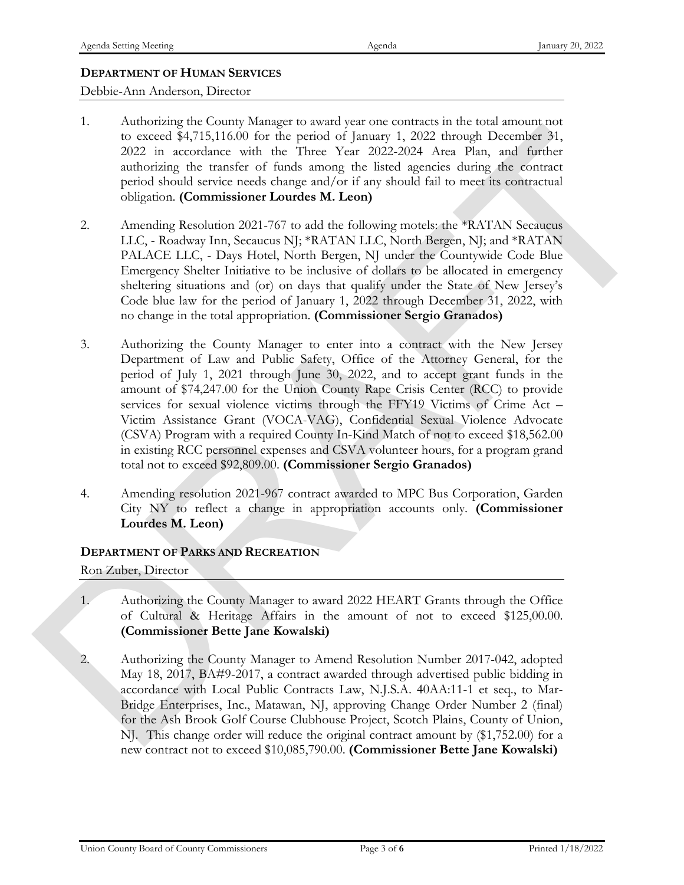**DEPARTMENT OF HUMAN SERVICES**

Debbie-Ann Anderson, Director

1. Authorizing the County Manager to award year one contracts in the total amount not to exceed $4,715,116.00 for the period of January 1, 2022 through December 31, 2022 in accordance with the Three Year 2022-2024 Area Plan, and further authorizing the transfer of funds among the listed agencies during the contract period should service needs change and/or if any should fail to meet its contractual obligation. **(Commissioner Lourdes M. Leon)**

2. Amending Resolution 2021-767 to add the following motels: the *RATAN Secaucus LLC, - Roadway Inn, Secaucus NJ; *RATAN LLC, North Bergen, NJ; and *RATAN PALACE LLC, - Days Hotel, North Bergen, NJ under the Countywide Code Blue Emergency Shelter Initiative to be inclusive of dollars to be allocated in emergency sheltering situations and (or) on days that qualify under the State of New Jersey's Code blue law for the period of January 1, 2022 through December 31, 2022, with no change in the total appropriation. **(Commissioner Sergio Granados)**

3. Authorizing the County Manager to enter into a contract with the New Jersey Department of Law and Public Safety, Office of the Attorney General, for the period of July 1, 2021 through June 30, 2022, and to accept grant funds in the amount of $74,247.00 for the Union County Rape Crisis Center (RCC) to provide services for sexual violence victims through the FFY19 Victims of Crime Act – Victim Assistance Grant (VOCA-VAG), Confidential Sexual Violence Advocate (CSVA) Program with a required County In-Kind Match of not to exceed $18,562.00 in existing RCC personnel expenses and CSVA volunteer hours, for a program grand total not to exceed $92,809.00. **(Commissioner Sergio Granados)**

4. Amending resolution 2021-967 contract awarded to MPC Bus Corporation, Garden City NY to reflect a change in appropriation accounts only. **(Commissioner Lourdes M. Leon)**

**DEPARTMENT OF PARKS AND RECREATION**

Ron Zuber, Director

1. Authorizing the County Manager to award 2022 HEART Grants through the Office of Cultural & Heritage Affairs in the amount of not to exceed $125,00.00. **(Commissioner Bette Jane Kowalski)**

2. Authorizing the County Manager to Amend Resolution Number 2017-042, adopted May 18, 2017, BA#9-2017, a contract awarded through advertised public bidding in accordance with Local Public Contracts Law, N.J.S.A. 40AA:11-1 et seq., to Mar-Bridge Enterprises, Inc., Matawan, NJ, approving Change Order Number 2 (final) for the Ash Brook Golf Course Clubhouse Project, Scotch Plains, County of Union, NJ. This change order will reduce the original contract amount by ($1,752.00) for a new contract not to exceed $10,085,790.00. **(Commissioner Bette Jane Kowalski)**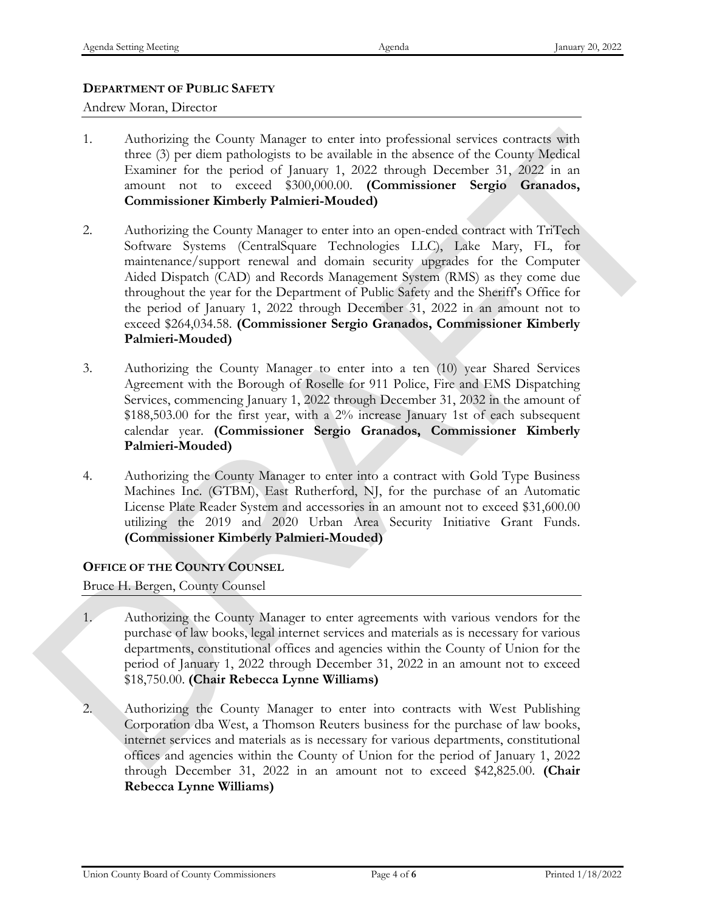## DEPARTMENT OF PUBLIC SAFETY

Andrew Moran, Director

1. Authorizing the County Manager to enter into professional services contracts with three (3) per diem pathologists to be available in the absence of the County Medical Examiner for the period of January 1, 2022 through December 31, 2022 in an amount not to exceed $300,000.00. **(Commissioner Sergio Granados, Commissioner Kimberly Palmieri-Mouded)**

2. Authorizing the County Manager to enter into an open-ended contract with TriTech Software Systems (CentralSquare Technologies LLC), Lake Mary, FL, for maintenance/support renewal and domain security upgrades for the Computer Aided Dispatch (CAD) and Records Management System (RMS) as they come due throughout the year for the Department of Public Safety and the Sheriff's Office for the period of January 1, 2022 through December 31, 2022 in an amount not to exceed $264,034.58. **(Commissioner Sergio Granados, Commissioner Kimberly Palmieri-Mouded)**

3. Authorizing the County Manager to enter into a ten (10) year Shared Services Agreement with the Borough of Roselle for 911 Police, Fire and EMS Dispatching Services, commencing January 1, 2022 through December 31, 2032 in the amount of $188,503.00 for the first year, with a 2% increase January 1st of each subsequent calendar year. **(Commissioner Sergio Granados, Commissioner Kimberly Palmieri-Mouded)**

4. Authorizing the County Manager to enter into a contract with Gold Type Business Machines Inc. (GTBM), East Rutherford, NJ, for the purchase of an Automatic License Plate Reader System and accessories in an amount not to exceed $31,600.00 utilizing the 2019 and 2020 Urban Area Security Initiative Grant Funds. **(Commissioner Kimberly Palmieri-Mouded)**

## OFFICE OF THE COUNTY COUNSEL

Bruce H. Bergen, County Counsel

1. Authorizing the County Manager to enter agreements with various vendors for the purchase of law books, legal internet services and materials as is necessary for various departments, constitutional offices and agencies within the County of Union for the period of January 1, 2022 through December 31, 2022 in an amount not to exceed $18,750.00. **(Chair Rebecca Lynne Williams)**

2. Authorizing the County Manager to enter into contracts with West Publishing Corporation dba West, a Thomson Reuters business for the purchase of law books, internet services and materials as is necessary for various departments, constitutional offices and agencies within the County of Union for the period of January 1, 2022 through December 31, 2022 in an amount not to exceed $42,825.00. **(Chair Rebecca Lynne Williams)**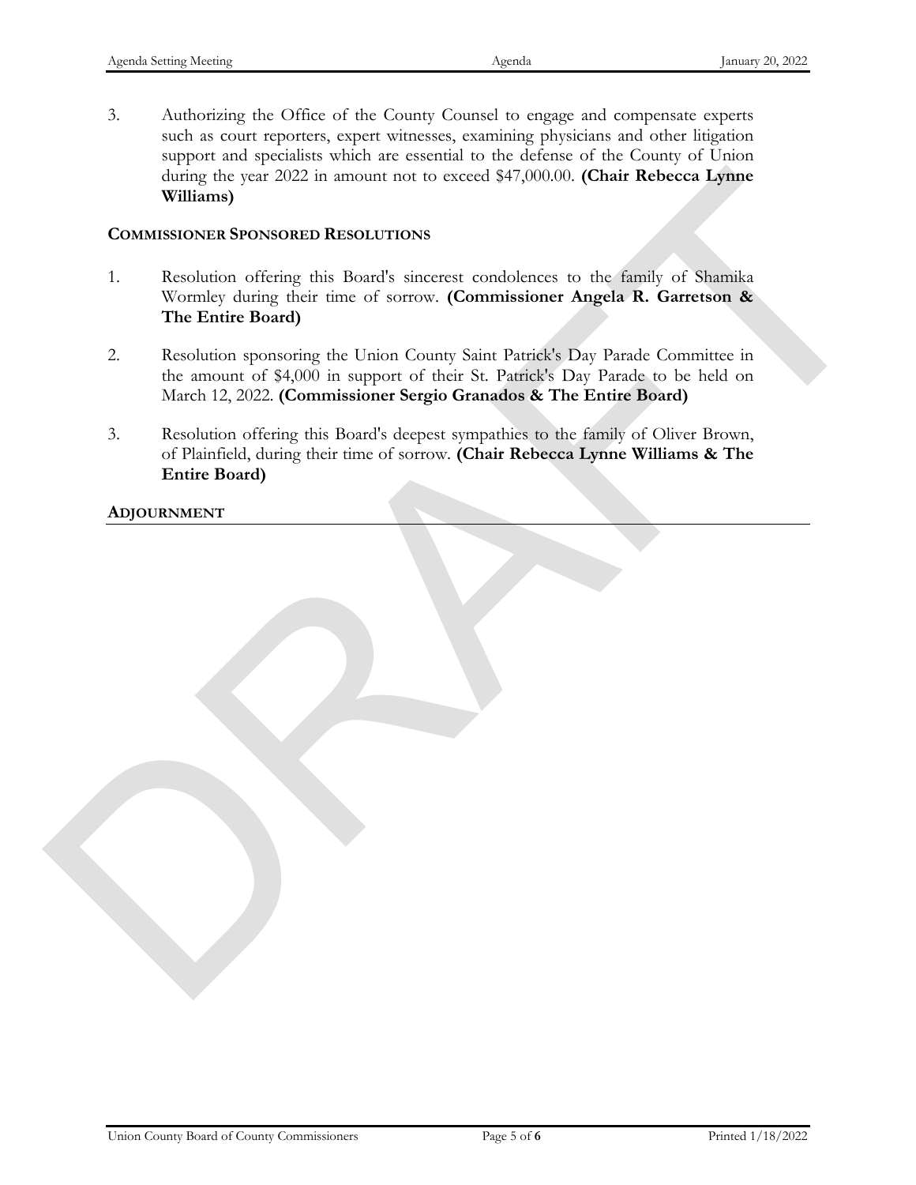3. Authorizing the Office of the County Counsel to engage and compensate experts such as court reporters, expert witnesses, examining physicians and other litigation support and specialists which are essential to the defense of the County of Union during the year 2022 in amount not to exceed $47,000.00. **(Chair Rebecca Lynne Williams)**

**COMMISSIONER SPONSORED RESOLUTIONS**

1. Resolution offering this Board's sincerest condolences to the family of Shamika Wormley during their time of sorrow. **(Commissioner Angela R. Garretson & The Entire Board)**

2. Resolution sponsoring the Union County Saint Patrick's Day Parade Committee in the amount of $4,000 in support of their St. Patrick's Day Parade to be held on March 12, 2022. **(Commissioner Sergio Granados & The Entire Board)**

3. Resolution offering this Board's deepest sympathies to the family of Oliver Brown, of Plainfield, during their time of sorrow. **(Chair Rebecca Lynne Williams & The Entire Board)**

**ADJOURNMENT**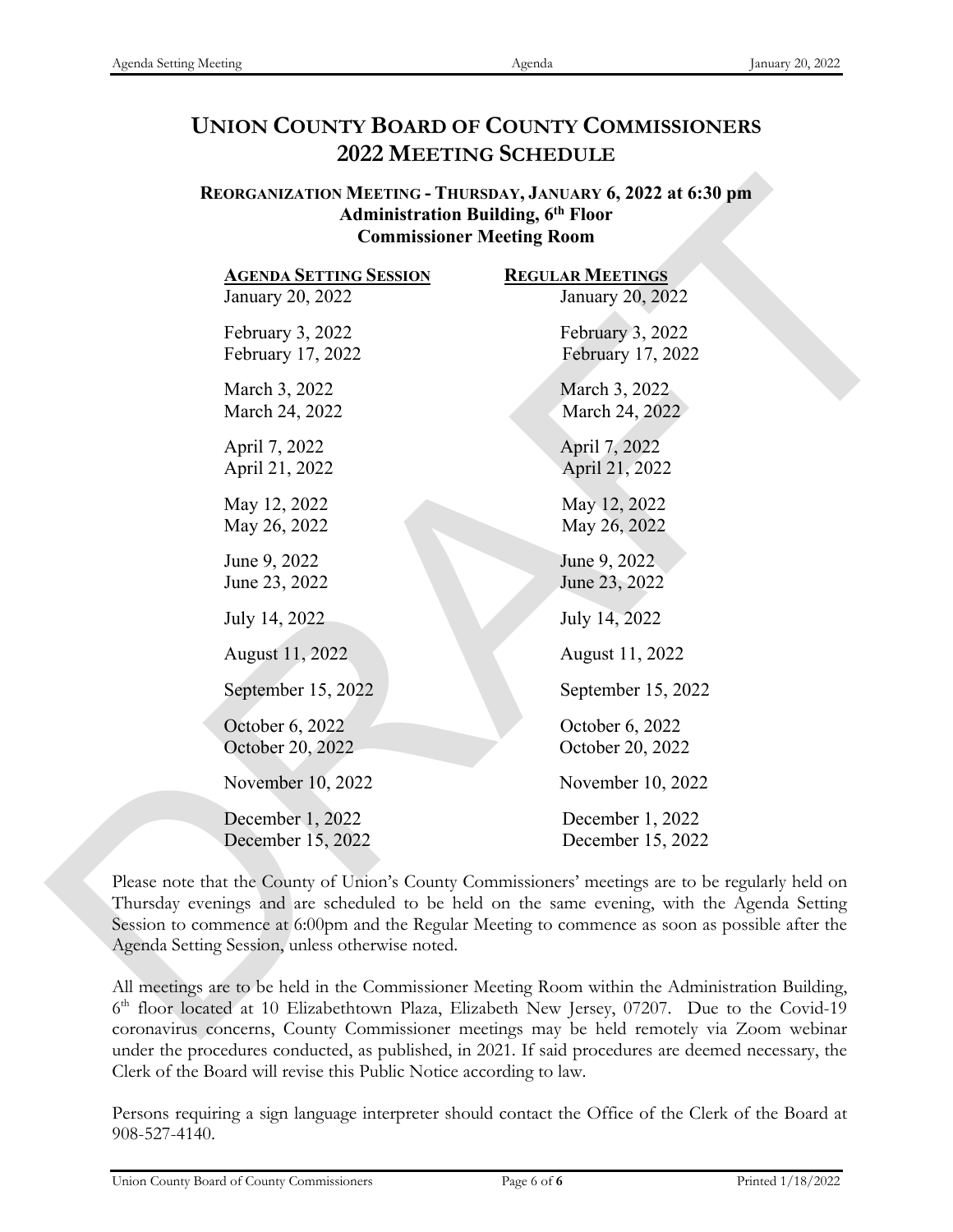# UNION COUNTY BOARD OF COUNTY COMMISSIONERS
# 2022 MEETING SCHEDULE

**REORGANIZATION MEETING - THURSDAY, JANUARY 6, 2022 at 6:30 pm**
**Administration Building, 6th Floor**
**Commissioner Meeting Room**

| AGENDA SETTING SESSION | REGULAR MEETINGS |
|---|---|
| January 20, 2022 | January 20, 2022 |
| February 3, 2022 | February 3, 2022 |
| February 17, 2022 | February 17, 2022 |
| March 3, 2022 | March 3, 2022 |
| March 24, 2022 | March 24, 2022 |
| April 7, 2022 | April 7, 2022 |
| April 21, 2022 | April 21, 2022 |
| May 12, 2022 | May 12, 2022 |
| May 26, 2022 | May 26, 2022 |
| June 9, 2022 | June 9, 2022 |
| June 23, 2022 | June 23, 2022 |
| July 14, 2022 | July 14, 2022 |
| August 11, 2022 | August 11, 2022 |
| September 15, 2022 | September 15, 2022 |
| October 6, 2022 | October 6, 2022 |
| October 20, 2022 | October 20, 2022 |
| November 10, 2022 | November 10, 2022 |
| December 1, 2022 | December 1, 2022 |
| December 15, 2022 | December 15, 2022 |

Please note that the County of Union's County Commissioners' meetings are to be regularly held on Thursday evenings and are scheduled to be held on the same evening, with the Agenda Setting Session to commence at 6:00pm and the Regular Meeting to commence as soon as possible after the Agenda Setting Session, unless otherwise noted.

All meetings are to be held in the Commissioner Meeting Room within the Administration Building, 6th floor located at 10 Elizabethtown Plaza, Elizabeth New Jersey, 07207. Due to the Covid-19 coronavirus concerns, County Commissioner meetings may be held remotely via Zoom webinar under the procedures conducted, as published, in 2021. If said procedures are deemed necessary, the Clerk of the Board will revise this Public Notice according to law.

Persons requiring a sign language interpreter should contact the Office of the Clerk of the Board at 908-527-4140.